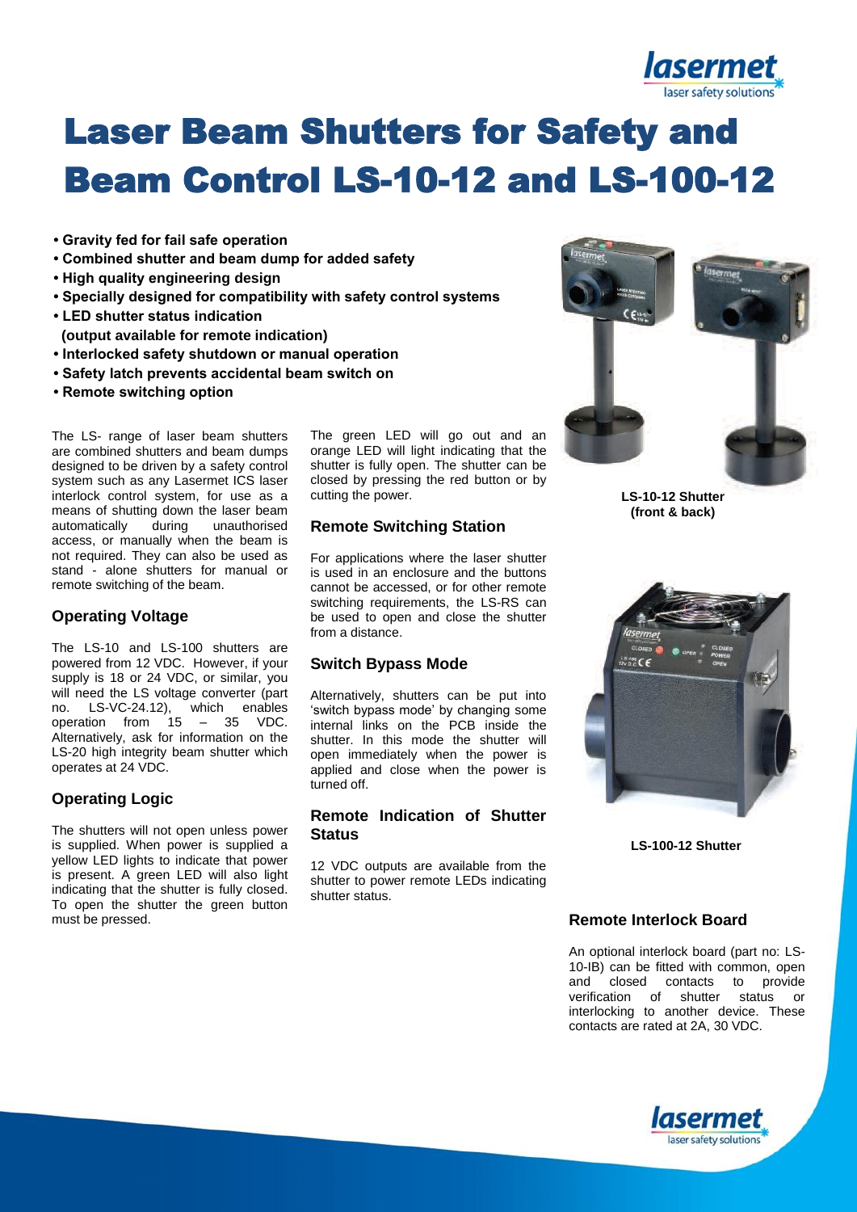# Laser Beam Shutters for Safety and Beam Control LS-10-12 and LS-100-12

- **Gravity fed for fail safe operation**
- **Combined shutter and beam dump for added safety**
- **High quality engineering design**
- **Specially designed for compatibility with safety control systems**
- **LED shutter status indication (output available for remote indication)**
- **Interlocked safety shutdown or manual operation**
- **Safety latch prevents accidental beam switch on**
- **Remote switching option**

The LS- range of laser beam shutters are combined shutters and beam dumps designed to be driven by a safety control system such as any Lasermet ICS laser interlock control system, for use as a means of shutting down the laser beam automatically during unauthorised access, or manually when the beam is not required. They can also be used as stand - alone shutters for manual or remote switching of the beam.

### Operating Voltage

The LS-10 and LS-100 shutters are powered from 12 VDC. However, if your supply is 18 or 24 VDC, or similar, you will need the LS voltage converter (part no. LS-VC-24.12), which enables operation from 15 – 35 VDC. Alternatively, ask for information on the LS-20 high integrity beam shutter which operates at 24 VDC.

### Operating Logic

The shutters will not open unless power is supplied. When power is supplied a yellow LED lights to indicate that power is present. A green LED will also light indicating that the shutter is fully closed. To open the shutter the green button must be pressed.

The green LED will go out and an orange LED will light indicating that the shutter is fully open. The shutter can be closed by pressing the red button or by cutting the power.

### Remote Switching Station

For applications where the laser shutter is used in an enclosure and the buttons cannot be accessed, or for other remote switching requirements, the LS-RS can be used to open and close the shutter from a distance.

### Switch Bypass Mode

Alternatively, shutters can be put into 'switch bypass mode' by changing some internal links on the PCB inside the shutter. In this mode the shutter will open immediately when the power is applied and close when the power is turned off.

### Remote Indication of Shutter Status

12 VDC outputs are available from the shutter to power remote LEDs indicating shutter status.

**LS-10-12 Shutter (front & back)**

**LS-100-12 Shutter**

### Remote Interlock Board

An optional interlock board (part no: LS-10-IB) can be fitted with common, open and closed contacts to provide verification of shutter status or interlocking to another device. These contacts are rated at 2A, 30 VDC.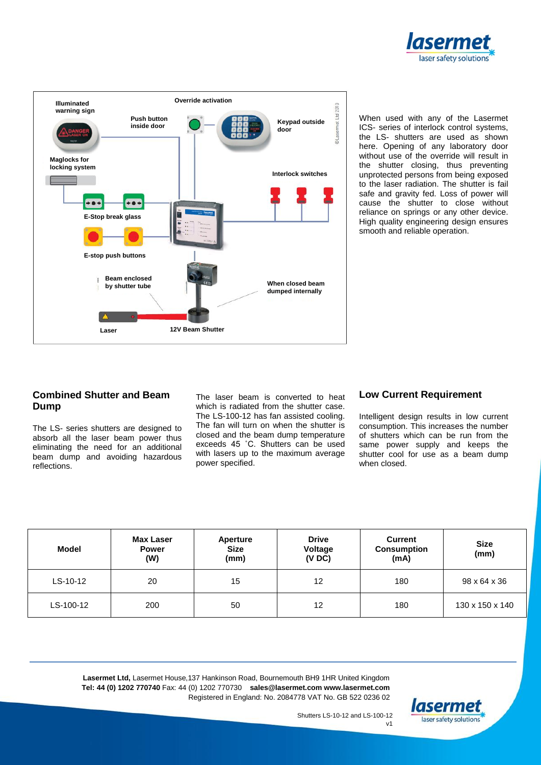Illuminated warning sign

Override activation

Push button inside door

Keypad outside door

Maglocks for locking system

Interlock switches

E-Stop break glass

E-stop push buttons

Beam enclosed by shutter tube

When closed beam dumped internally

Laser

12V Beam Shutter

©Lasermet Ltd 2010

When used with any of the Lasermet ICS- series of interlock control systems, the LS- shutters are used as shown here. Opening of any laboratory door without use of the override will result in the shutter closing, thus preventing unprotected persons from being exposed to the laser radiation. The shutter is fail safe and gravity fed. Loss of power will cause the shutter to close without reliance on springs or any other device. High quality engineering design ensures smooth and reliable operation.

## Combined Shutter and Beam Dump

The LS- series shutters are designed to absorb all the laser beam power thus eliminating the need for an additional beam dump and avoiding hazardous reflections.

The laser beam is converted to heat which is radiated from the shutter case. The LS-100-12 has fan assisted cooling. The fan will turn on when the shutter is closed and the beam dump temperature exceeds 45 ˚C. Shutters can be used with lasers up to the maximum average power specified.

## Low Current Requirement

Intelligent design results in low current consumption. This increases the number of shutters which can be run from the same power supply and keeps the shutter cool for use as a beam dump when closed.

| Model | Max Laser Power (W) | Aperture Size (mm) | Drive Voltage (V DC) | Current Consumption (mA) | Size (mm) |
|---|---|---|---|---|---|
| LS-10-12 | 20 | 15 | 12 | 180 | 98 x 64 x 36 |
| LS-100-12 | 200 | 50 | 12 | 180 | 130 x 150 x 140 |

**Lasermet Ltd,** Lasermet House,137 Hankinson Road, Bournemouth BH9 1HR United Kingdom
**Tel: 44 (0) 1202 770740** Fax: 44 (0) 1202 770730 **sales@lasermet.com www.lasermet.com**
Registered in England: No. 2084778 VAT No. GB 522 0236 02

Shutters LS-10-12 and LS-100-12
v1